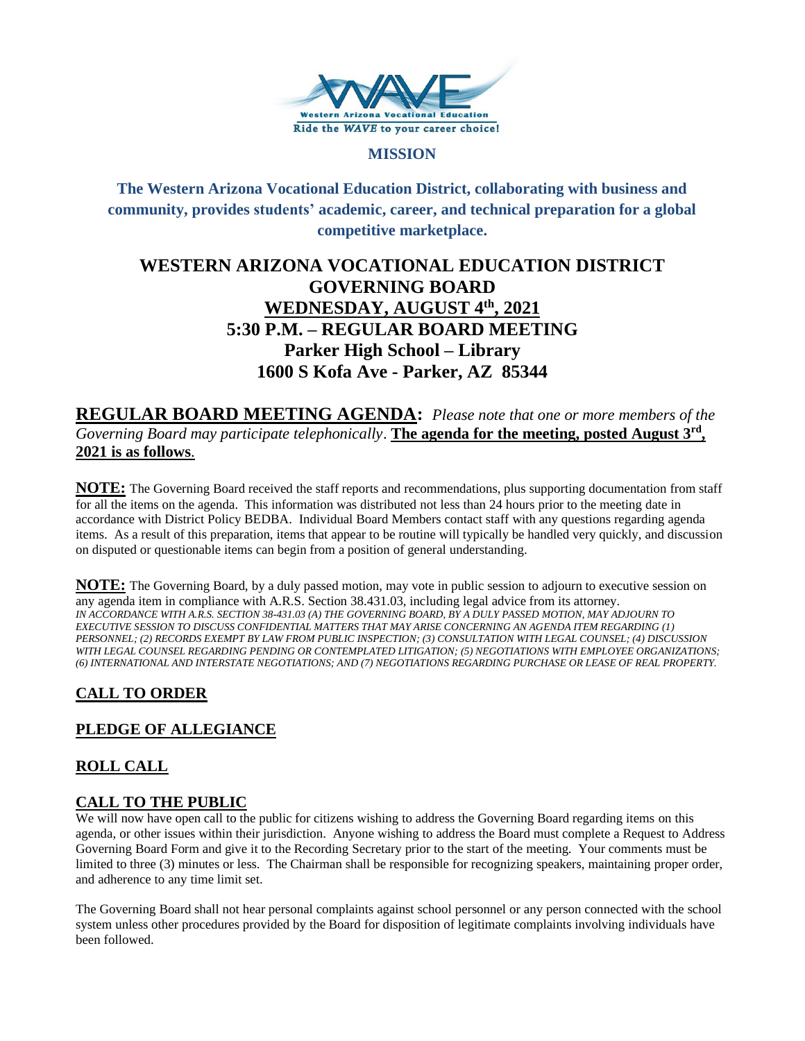# MISSION

**The Western Arizona Vocational Education District, collaborating with business and community, provides students' academic, career, and technical preparation for a global competitive marketplace.**

# WESTERN ARIZONA VOCATIONAL EDUCATION DISTRICT GOVERNING BOARD

## WEDNESDAY, AUGUST 4th, 2021

## 5:30 P.M. – REGULAR BOARD MEETING

## Parker High School – Library

## 1600 S Kofa Ave - Parker, AZ 85344

**REGULAR BOARD MEETING AGENDA:** *Please note that one or more members of the Governing Board may participate telephonically*. **The agenda for the meeting, posted August 3rd, 2021 is as follows**.

**NOTE:** The Governing Board received the staff reports and recommendations, plus supporting documentation from staff for all the items on the agenda. This information was distributed not less than 24 hours prior to the meeting date in accordance with District Policy BEDBA. Individual Board Members contact staff with any questions regarding agenda items. As a result of this preparation, items that appear to be routine will typically be handled very quickly, and discussion on disputed or questionable items can begin from a position of general understanding.

**NOTE:** The Governing Board, by a duly passed motion, may vote in public session to adjourn to executive session on any agenda item in compliance with A.R.S. Section 38.431.03, including legal advice from its attorney. *IN ACCORDANCE WITH A.R.S. SECTION 38-431.03 (A) THE GOVERNING BOARD, BY A DULY PASSED MOTION, MAY ADJOURN TO EXECUTIVE SESSION TO DISCUSS CONFIDENTIAL MATTERS THAT MAY ARISE CONCERNING AN AGENDA ITEM REGARDING (1) PERSONNEL; (2) RECORDS EXEMPT BY LAW FROM PUBLIC INSPECTION; (3) CONSULTATION WITH LEGAL COUNSEL; (4) DISCUSSION WITH LEGAL COUNSEL REGARDING PENDING OR CONTEMPLATED LITIGATION; (5) NEGOTIATIONS WITH EMPLOYEE ORGANIZATIONS; (6) INTERNATIONAL AND INTERSTATE NEGOTIATIONS; AND (7) NEGOTIATIONS REGARDING PURCHASE OR LEASE OF REAL PROPERTY.*

## CALL TO ORDER

## PLEDGE OF ALLEGIANCE

## ROLL CALL

## CALL TO THE PUBLIC

We will now have open call to the public for citizens wishing to address the Governing Board regarding items on this agenda, or other issues within their jurisdiction. Anyone wishing to address the Board must complete a Request to Address Governing Board Form and give it to the Recording Secretary prior to the start of the meeting. Your comments must be limited to three (3) minutes or less. The Chairman shall be responsible for recognizing speakers, maintaining proper order, and adherence to any time limit set.

The Governing Board shall not hear personal complaints against school personnel or any person connected with the school system unless other procedures provided by the Board for disposition of legitimate complaints involving individuals have been followed.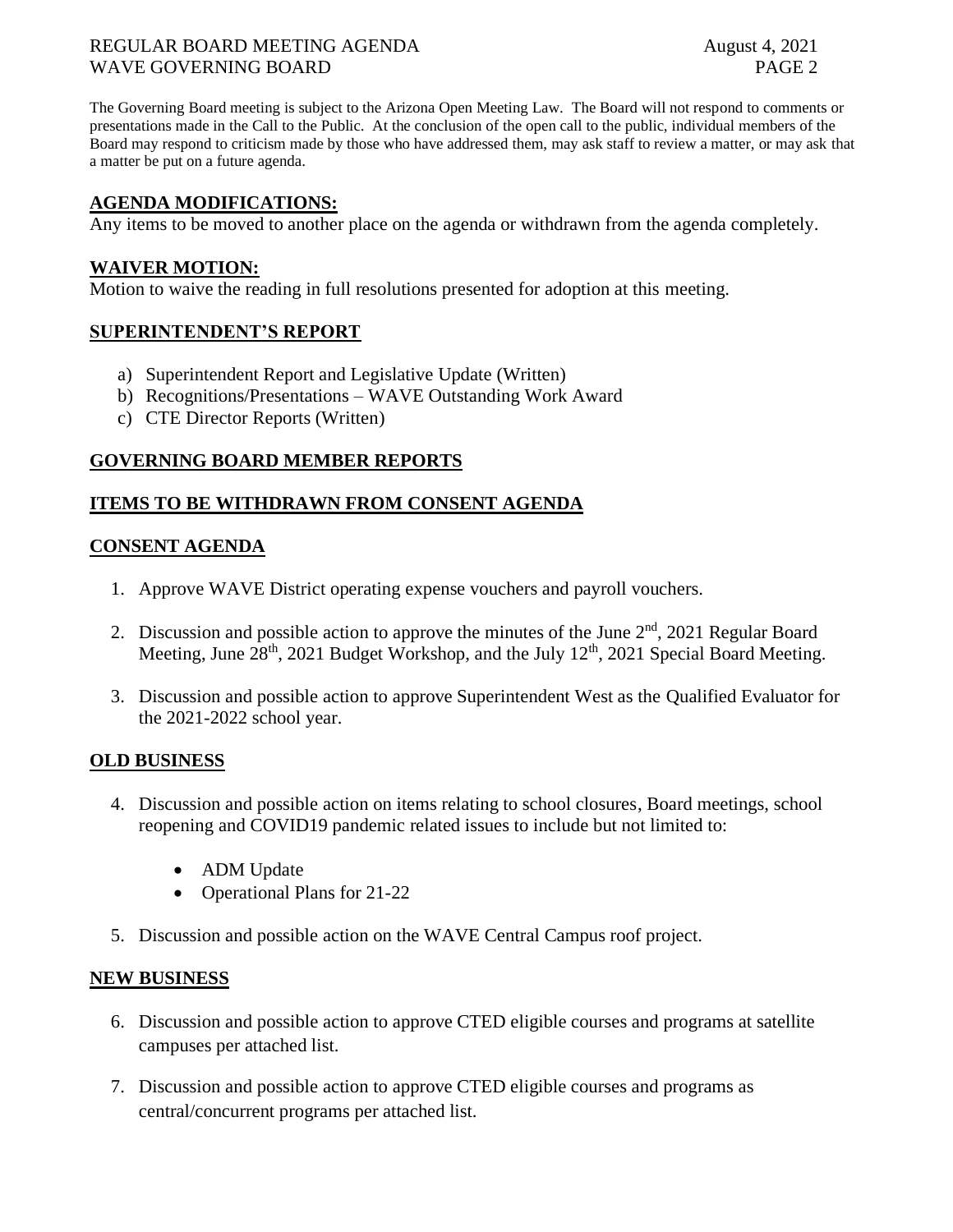The Governing Board meeting is subject to the Arizona Open Meeting Law. The Board will not respond to comments or presentations made in the Call to the Public. At the conclusion of the open call to the public, individual members of the Board may respond to criticism made by those who have addressed them, may ask staff to review a matter, or may ask that a matter be put on a future agenda.

## AGENDA MODIFICATIONS:

Any items to be moved to another place on the agenda or withdrawn from the agenda completely.

## WAIVER MOTION:

Motion to waive the reading in full resolutions presented for adoption at this meeting.

## SUPERINTENDENT'S REPORT

a) Superintendent Report and Legislative Update (Written)
b) Recognitions/Presentations – WAVE Outstanding Work Award
c) CTE Director Reports (Written)

## GOVERNING BOARD MEMBER REPORTS

## ITEMS TO BE WITHDRAWN FROM CONSENT AGENDA

## CONSENT AGENDA

1. Approve WAVE District operating expense vouchers and payroll vouchers.

2. Discussion and possible action to approve the minutes of the June 2nd, 2021 Regular Board Meeting, June 28th, 2021 Budget Workshop, and the July 12th, 2021 Special Board Meeting.

3. Discussion and possible action to approve Superintendent West as the Qualified Evaluator for the 2021-2022 school year.

## OLD BUSINESS

4. Discussion and possible action on items relating to school closures, Board meetings, school reopening and COVID19 pandemic related issues to include but not limited to:

   - ADM Update
   - Operational Plans for 21-22

5. Discussion and possible action on the WAVE Central Campus roof project.

## NEW BUSINESS

6. Discussion and possible action to approve CTED eligible courses and programs at satellite campuses per attached list.

7. Discussion and possible action to approve CTED eligible courses and programs as central/concurrent programs per attached list.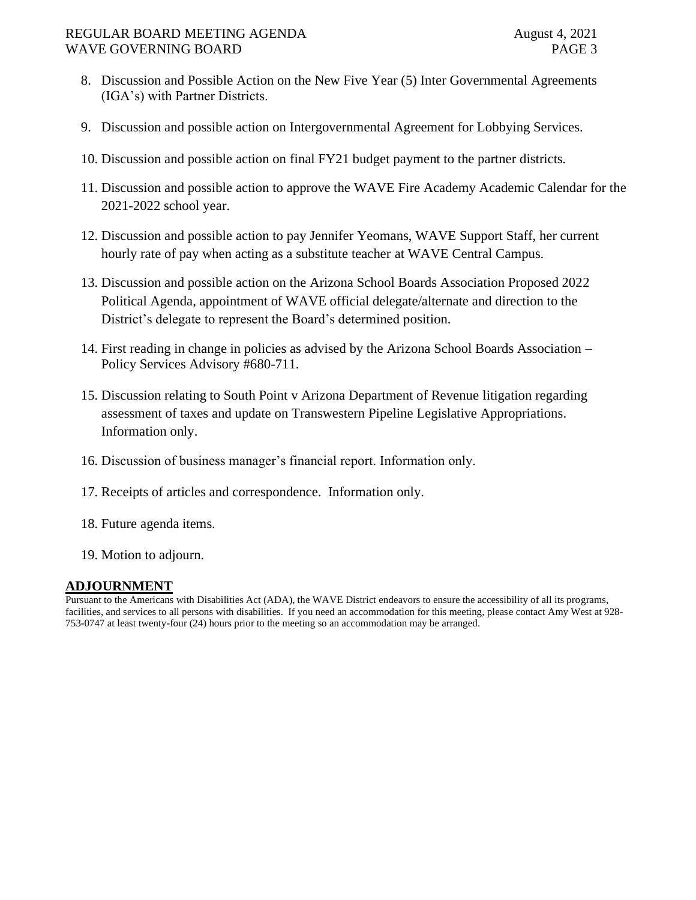8. Discussion and Possible Action on the New Five Year (5) Inter Governmental Agreements (IGA's) with Partner Districts.
9. Discussion and possible action on Intergovernmental Agreement for Lobbying Services.
10. Discussion and possible action on final FY21 budget payment to the partner districts.
11. Discussion and possible action to approve the WAVE Fire Academy Academic Calendar for the 2021-2022 school year.
12. Discussion and possible action to pay Jennifer Yeomans, WAVE Support Staff, her current hourly rate of pay when acting as a substitute teacher at WAVE Central Campus.
13. Discussion and possible action on the Arizona School Boards Association Proposed 2022 Political Agenda, appointment of WAVE official delegate/alternate and direction to the District's delegate to represent the Board's determined position.
14. First reading in change in policies as advised by the Arizona School Boards Association – Policy Services Advisory #680-711.
15. Discussion relating to South Point v Arizona Department of Revenue litigation regarding assessment of taxes and update on Transwestern Pipeline Legislative Appropriations. Information only.
16. Discussion of business manager's financial report. Information only.
17. Receipts of articles and correspondence. Information only.
18. Future agenda items.
19. Motion to adjourn.

## ADJOURNMENT

Pursuant to the Americans with Disabilities Act (ADA), the WAVE District endeavors to ensure the accessibility of all its programs, facilities, and services to all persons with disabilities. If you need an accommodation for this meeting, please contact Amy West at 928-753-0747 at least twenty-four (24) hours prior to the meeting so an accommodation may be arranged.